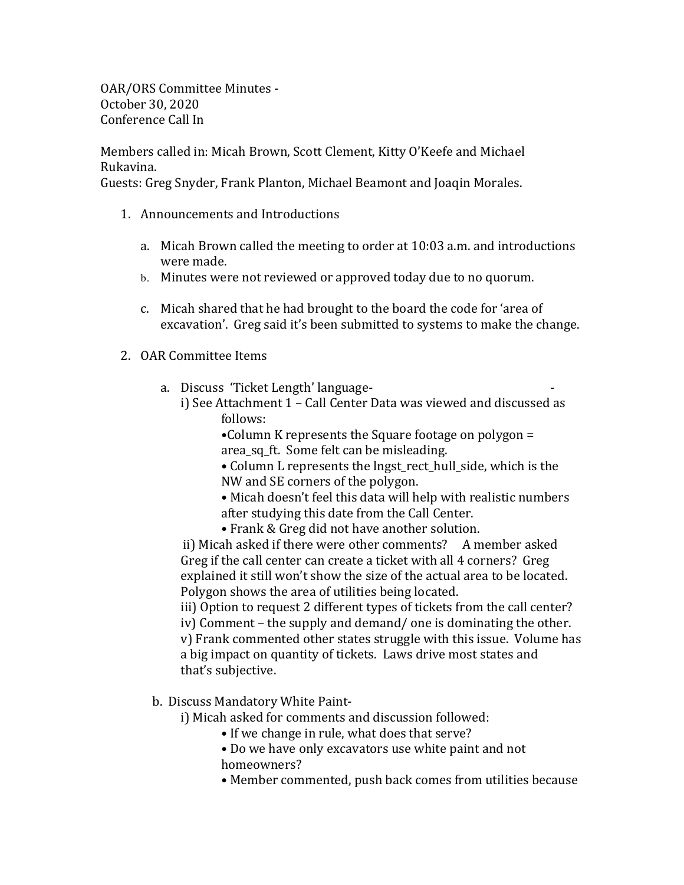OAR/ORS Committee Minutes -
October 30, 2020
Conference Call In

Members called in: Micah Brown, Scott Clement, Kitty O'Keefe and Michael Rukavina.
Guests: Greg Snyder, Frank Planton, Michael Beamont and Joaqin Morales.

1. Announcements and Introductions

   a. Micah Brown called the meeting to order at 10:03 a.m. and introductions were made.
   b. Minutes were not reviewed or approved today due to no quorum.

   c. Micah shared that he had brought to the board the code for 'area of excavation'. Greg said it's been submitted to systems to make the change.

2. OAR Committee Items

   a. Discuss 'Ticket Length' language- -
      i) See Attachment 1 – Call Center Data was viewed and discussed as follows:
         - Column K represents the Square footage on polygon = area_sq_ft. Some felt can be misleading.
         - Column L represents the lngst_rect_hull_side, which is the NW and SE corners of the polygon.
         - Micah doesn't feel this data will help with realistic numbers after studying this date from the Call Center.
         - Frank & Greg did not have another solution.

      ii) Micah asked if there were other comments? A member asked Greg if the call center can create a ticket with all 4 corners? Greg explained it still won't show the size of the actual area to be located. Polygon shows the area of utilities being located.
      iii) Option to request 2 different types of tickets from the call center?
      iv) Comment – the supply and demand/ one is dominating the other.
      v) Frank commented other states struggle with this issue. Volume has a big impact on quantity of tickets. Laws drive most states and that's subjective.

   b. Discuss Mandatory White Paint-
      i) Micah asked for comments and discussion followed:
         - If we change in rule, what does that serve?
         - Do we have only excavators use white paint and not homeowners?
         - Member commented, push back comes from utilities because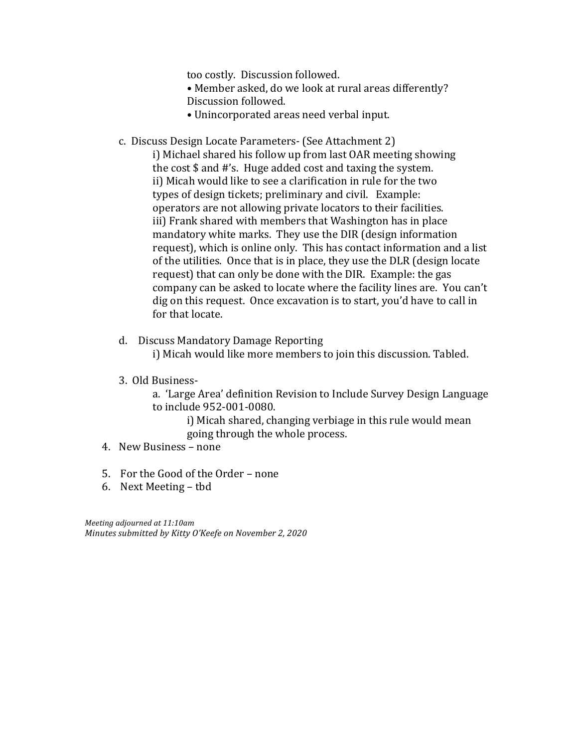too costly. Discussion followed.

• Member asked, do we look at rural areas differently? Discussion followed.

• Unincorporated areas need verbal input.

c. Discuss Design Locate Parameters- (See Attachment 2)

i) Michael shared his follow up from last OAR meeting showing the cost $ and #'s. Huge added cost and taxing the system.

ii) Micah would like to see a clarification in rule for the two types of design tickets; preliminary and civil. Example: operators are not allowing private locators to their facilities.

iii) Frank shared with members that Washington has in place mandatory white marks. They use the DIR (design information request), which is online only. This has contact information and a list of the utilities. Once that is in place, they use the DLR (design locate request) that can only be done with the DIR. Example: the gas company can be asked to locate where the facility lines are. You can't dig on this request. Once excavation is to start, you'd have to call in for that locate.

d. Discuss Mandatory Damage Reporting

i) Micah would like more members to join this discussion. Tabled.

3. Old Business-

a. 'Large Area' definition Revision to Include Survey Design Language to include 952-001-0080.

i) Micah shared, changing verbiage in this rule would mean going through the whole process.

4. New Business – none

5. For the Good of the Order – none

6. Next Meeting – tbd

*Meeting adjourned at 11:10am*
*Minutes submitted by Kitty O'Keefe on November 2, 2020*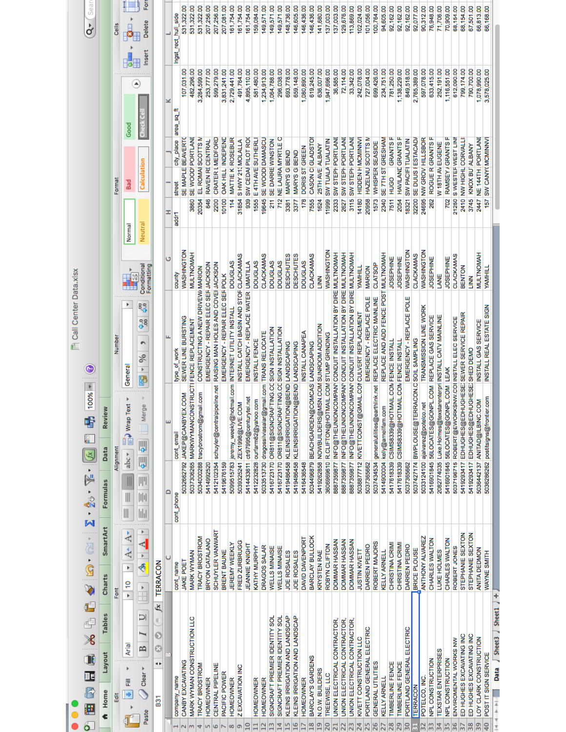# Call Center Data.xlsx

| company_name | cont_name | cont_phone | cont_email | type_of_work | county | add1 | street | city_place | area_sq_ft | lngst_rect_hull_side |
|---|---|---|---|---|---|---|---|---|---|---|
| CANBY EXCAVATING | JAKE POET | 5032662792 | JAKEP@CANBYEX.COM | SEWER LINE BURSTING | WASHINGTON | | SE MAPLE | BEAVERT | 107,031.00 | 531,322.00 |
| MARK WYMAN CONSTRUCTION LLC | MARK WYMAN | 5037306265 | MARKWYMANCONSTRUCTI | FENCE REPLACEMENT | MULTNOMAH | 3860 | SE WOOD | PORTLANI | 482,296.00 | 531,322.00 |
| TRACY BROSTROM | TRACY BROSTROM | 5034000288 | tracybrostrom@gmail.com | CONSTRUCTING A NEW DRIVEW | MARION | 20354 | EL ROMA | SCOTTS M | 3,284,599.00 | 531,322.00 |
| HOMEOWNER | BRYON CATALANO | 5414992520 | | EMERGENCY - REPAIR ELEC SEF | JACKSON | 646 | RAVEN R | CENTRAL | 253,777.00 | 207,256.00 |
| CENTRAL PIPELINE | SCHUYLER VANWART | 5412102354 | schuyler@centralpipeline.net | RAISING MAN HOLES AND COVEI | JACKSON | 2200 | CRATER L | MEDFORD | 599,279.00 | 207,256.00 |
| PACIFIC POWER | BRENT BAUNE | 5419676159 | | EMERGENCY - REPAIR ELEC SEF | POLK | 10100 | OAK HILL | INDEPENI | 3,831,241.00 | 207,081.00 |
| HOMEOWNER | JEREMY WEEKLY | 5099515783 | jeremy_weekly@hotmail.com | INTERNET UTILITY INSTALL | DOUGLAS | 114 | MATTIE K | ROSEBUR | 2,729,441.00 | 161,754.00 |
| Z EXCAVATION INC | FRED ZURBRUGG | 5039325241 | ZEX1996@LIVE.COM | INSTALL CATCH BASIN AND STOF | CLACKAMAS | 31854 | S HWY 21 | MOLALLA | 491,764.00 | 161,754.00 |
| | JEANNIE KNIGHT | 5414433611 | ctr97995@centurytel.net | EMERGENCY - REPLACE WATER | UMATILLA | 939 | SW CEDAI | PILOT ROC | 4,895,110.00 | 161,754.00 |
| HOMEOWNER | KATHY MURPHY | 5412232828 | ourfarm82@yahoo.com | INSTALL FENCE | DOUGLAS | 1555 | E 4TH AVE | SUTHERLI | 581,480.00 | 159,084.00 |
| HOMEOWNER | DRAGOS SALAR | 5033513730 | dragossilviasalar@gmail.com | TRANS RELOCATE | CLACKAMAS | 19645 | SE WOODI | DAMASCU | 1,234,913.00 | 149,571.00 |
| SIGNCRAFT PREMIER IDENTITY SOL | WELLS MINAISE | 5416723170 | OR811@SIGNCRAFTING.CC | SIGN INSTALLATION | DOUGLAS | 211 | SE DARRE | WINSTON | 1,064,788.00 | 149,571.00 |
| SIGNCRAFT PREMIER IDENTITY SOL | WELLS MINAISE | 5416723170 | OR811@SIGNCRAFTING.CC | SIGN INSTALLATION | DOUGLAS | 712 | NE LAURA | MYRTLE C | 296,038.00 | 149,571.00 |
| KLEINS IRRIGATION AND LANDSCAP | JOE ROSALES | 5419486458 | KLEINSIRRIGATION@BEND | LANDSCAPING | DESCHUTES | 3381 | MARYS G | BEND | 693,778.00 | 148,736.00 |
| KLEINS IRRIGATION AND LANDSCAP | JOE ROSALES | 5419486458 | KLEINSIRRIGATION@BEND | LANDSCAPING | DESCHUTES | 3377 | MARYS G | BEND | 659,148.00 | 146,605.00 |
| HOMEOWNER | DAVID DAVENPORT | 5414636548 | | INSTALL CANAPEA | DOUGLAS | 178 | DORIS ST | GREEN | 1,080,890.00 | 146,436.00 |
| BARCLAY'S GARDENS | BARCLAY BULLOCK | 5034496879 | BEACHGARDEN@COMCAS | LANDSCAPING | CLACKAMAS | 7555 | CASON C | GLADSTOI | 619,245.00 | 146,436.00 |
| N.O.W. BUILDERS | KRYSTEN RAE | 5419262858 | NOWBUILDERS@MSN.COM | SUNROOM ADDITION | LINN | 1624 | 25TH AVE | ALBANY | 636,007.00 | 141,680.00 |
| TREEWISE, LLC | ROBYN CLIFTON | 3606909610 | R.CLIFTON@HOTMAIL.COM | STUMP GRINDING | WASHINGTON | 11999 | SW TUALA | TUALATIN | 1,947,696.00 | 137,003.00 |
| UNION ELECTRICAL CONTRACTOR, | DOMMAR HASSAN | 8887359877 | INFO@THEUNIONCOMPAN' | CONDUIT INSTALLATION BY DIRE | MULTNOMAH | 2333 | SW STEPH | PORTLANI | 36,585.00 | 137,003.00 |
| UNION ELECTRICAL CONTRACTOR, | DOMMAR HASSAN | 8887359877 | INFO@THEUNIONCOMPAN' | CONDUIT INSTALLATION BY DIRE | MULTNOMAH | 2627 | SW STEPH | PORTLANI | 72,114.00 | 129,676.00 |
| UNION ELECTRICAL CONTRACTOR, | DOMMAR HASSAN | 8887359877 | INFO@THEUNIONCOMPAN' | CONDUIT INSTALLATION BY DIRE | MULTNOMAH | 3115 | SW STEPH | PORTLANI | 33,342.00 | 113,869.00 |
| KIVETT CONSTRUCTION LLC | JUSTIN KIVETT | 5038877712 | KIVETTCONST@GMAIL.COI | CULVERT REPLACEMENT | YAMHILL | 14180 | HIDDEN H | MCMINNVI | 242,076.00 | 102,024.00 |
| PORTLAND GENERAL ELECTRIC | DARREN PEDRO | 5037365662 | | EMERGENCY - REPLACE POLE | MARION | 20958 | HAZELNU | SCOTTS M | 727,004.00 | 101,056.00 |
| GENERAL UTILITIES | ROBERT MAJORS | 5037434534 | generalutilities@earthlink.net | REPLACE ELECTRIC MAINLINE | CLATSOP | 1573 | WHISPER | SEASIDE | 699,426.00 | 100,764.00 |
| KELLY ARNELL | KELLY ARNELL | 5414900004 | kelly@arnellfam.com | REPLACE AND ADD FENCE POST | MULTNOMAH | 2340 | SE 7TH ST | GRESHAM | 234,751.00 | 94,605.00 |
| TIMBERLINE FENCE | CHRISTINA CRIMI | 5417618339 | CSIMS8339@HOTMAIL.COM | FENCE INSTALL | JOSEPHINE | 7511 | HUGO | GRANTS F | 781,250.00 | 92,162.00 |
| TIMBERLINE FENCE | CHRISTINA CRIMI | 5417618339 | CSIMS8339@HOTMAIL.COM | FENCE INSTALL | JOSEPHINE | 2054 | HAVILANI | GRANTS F | 1,138,229.00 | 92,162.00 |
| PORTLAND GENERAL ELECTRIC | DARREN PEDRO | 5037365662 | | EMERGENCY - REPLACE POLE | WASHINGTON | 18321 | SW PACIFI | TUALATIN | 849,518.00 | 92,162.00 |
| TERRACON | BRICE PLOUSE | 5033127174 | BWPLOUSE@TERRACON.C | SOIL SAMPLING | CLACKAMAS | 32200 | SE DUUS I | ESTACAD | 2,765,389.00 | 92,077.00 |
| POTELCO, INC. | ANTHONY ALVAREZ | 5033124100 | ajalvarez@potelco.net | TRANSMISSION LINE WORK | WASHINGTON | 24695 | NW GROV | HILLSBOR | 597,078.00 | 90,312.00 |
| NPL CONSTRUCTION | CHARLES WALTON | 5416901845 | 56LOCATES@GONPL.COM | REPLACE GAS SERVICE | JOSEPHINE | 262 | ROGUE R | GRANTS F | 633,415.00 | 76,948.00 |
| TEXSTAR ENTERPRISES | LUKE HOLMES | 2082774035 | Luke.Holmes@texstarenterpri | INSTALL CATV MAINLINE | LANE | | W 18TH AV | EUGENE | 252,191.00 | 71,706.00 |
| NPL CONSTRUCTION | CHARLES WALTON | 5416901845 | 56LOCATES@GONPL.COM | LEAK | JOSEPHINE | 702 | RAMSEY / | GRANTS F | 1,116,551.00 | 70,909.00 |
| ENVIRONMENTAL WORKS NW | ROBERT JONES | 5037196715 | ROBERT@EWORKSNW.COI | INSTALL ELEC SERVICE | CLACKAMAS | 21250 | S WESTEF | WEST LINI | 612,090.00 | 68,154.00 |
| ED HUGHES EXCAVATING INC | STEPHANIE SEXTON | 5419293417 | EDHUGHES@EDHUGHESE | SEWER SERVICE REPAIR | BENTON | 2410 | NW HIGHL | CORVALLI | 799,174.00 | 68,154.00 |
| ED HUGHES EXCAVATING INC | STEPHANIE SEXTON | 5419293417 | EDHUGHES@EDHUGHESE | SHED DEMO | LINN | 3745 | KNOX BU | ALBANY | 790,700.00 | 67,501.00 |
| LOY CLARK CONSTRUCTION | ANITA DEDMON | 5036442137 | ANITAD@LBINC.COM | INSTALL GAS SERVICE | MULTNOMAH | 2447 | NE 144TH | PORTLANI | 1,078,990.00 | 66,813.00 |
| POST IT SIGN SERVICE | WAYNE SMITH | 5036286262 | postitsigns@frontier.com | INSTALL REAL ESTATE SIGN | YAMHILL | 157 | SW CANY | MCMINNVI | 3,578,025.00 | 66,158.00 |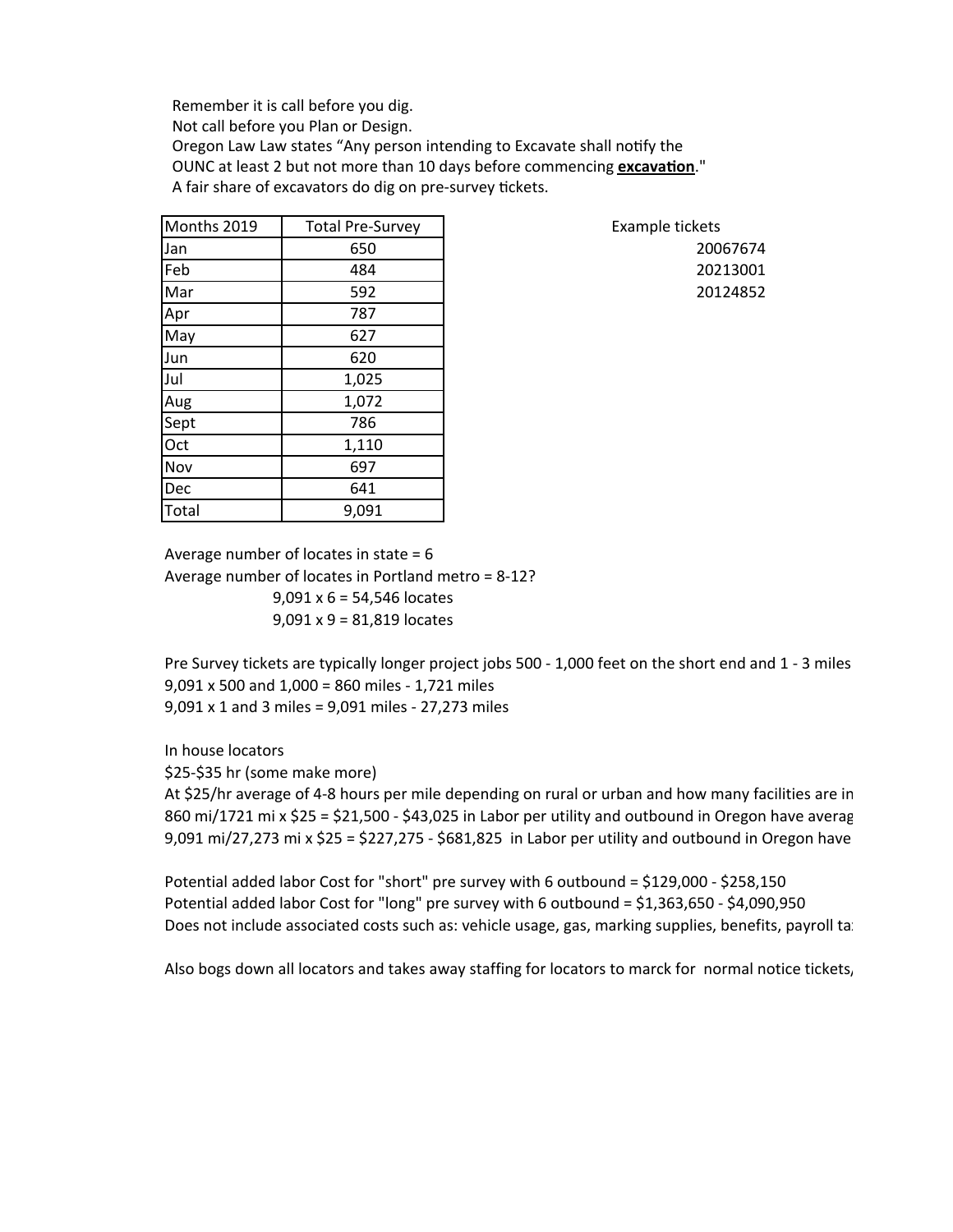Remember it is call before you dig.
Not call before you Plan or Design.
Oregon Law Law states “Any person intending to Excavate shall notify the OUNC at least 2 but not more than 10 days before commencing **excavation**."
A fair share of excavators do dig on pre-survey tickets.

| Months 2019 | Total Pre-Survey |
|---|---|
| Jan | 650 |
| Feb | 484 |
| Mar | 592 |
| Apr | 787 |
| May | 627 |
| Jun | 620 |
| Jul | 1,025 |
| Aug | 1,072 |
| Sept | 786 |
| Oct | 1,110 |
| Nov | 697 |
| Dec | 641 |
| Total | 9,091 |

Example tickets
20067674
20213001
20124852

Average number of locates in state = 6
Average number of locates in Portland metro = 8-12?
9,091 x 6 = 54,546 locates
9,091 x 9 = 81,819 locates

Pre Survey tickets are typically longer project jobs 500 - 1,000 feet on the short end and 1 - 3 miles
9,091 x 500 and 1,000 = 860 miles - 1,721 miles
9,091 x 1 and 3 miles = 9,091 miles - 27,273 miles

In house locators
$25-$35 hr (some make more)
At $25/hr average of 4-8 hours per mile depending on rural or urban and how many facilities are in
860 mi/1721 mi x $25 = $21,500 - $43,025 in Labor per utility and outbound in Oregon have averag
9,091 mi/27,273 mi x $25 = $227,275 - $681,825 in Labor per utility and outbound in Oregon have

Potential added labor Cost for "short" pre survey with 6 outbound = $129,000 - $258,150
Potential added labor Cost for "long" pre survey with 6 outbound = $1,363,650 - $4,090,950
Does not include associated costs such as: vehicle usage, gas, marking supplies, benefits, payroll ta

Also bogs down all locators and takes away staffing for locators to marck for normal notice tickets,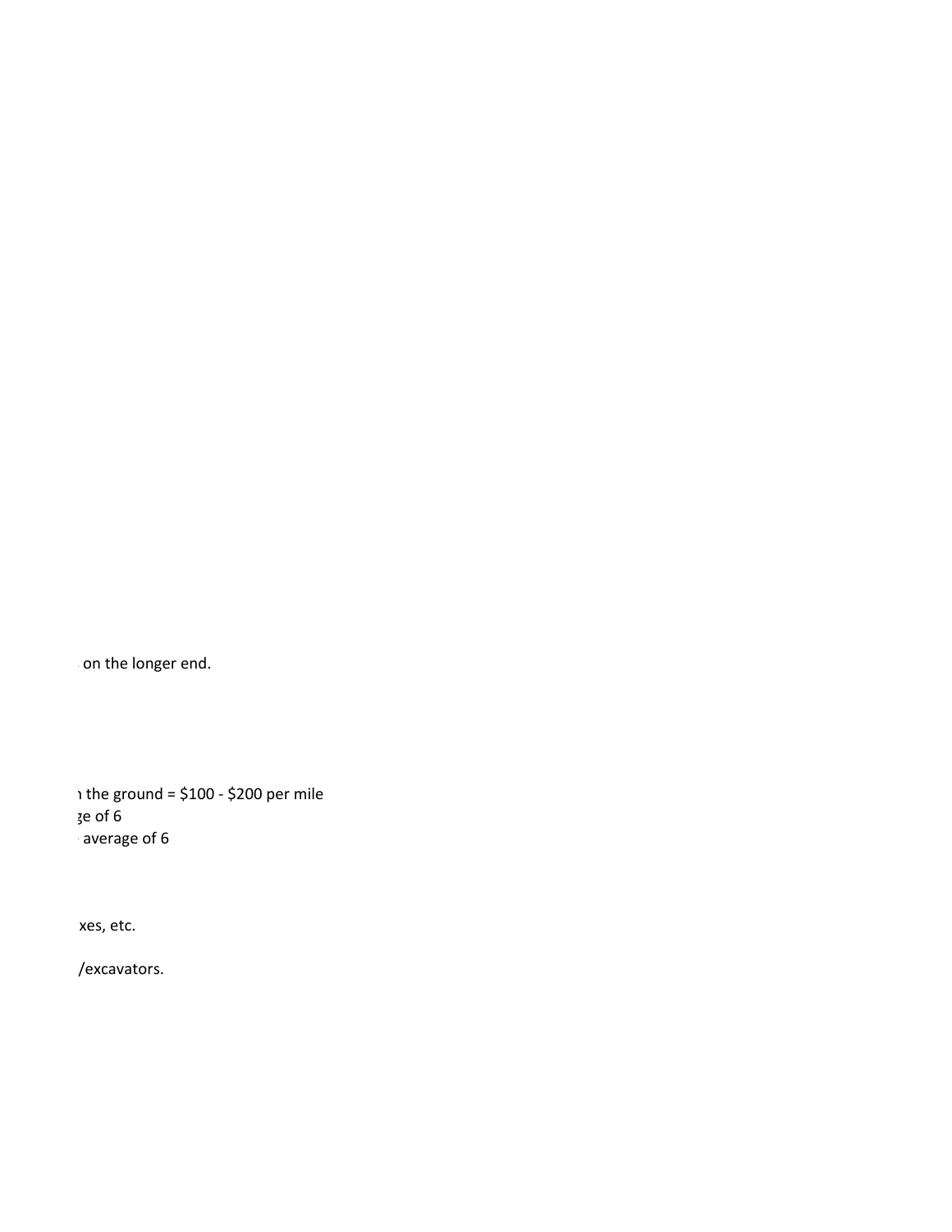on the longer end.

the ground = $100 - $200 per mile
ge of 6
average of 6

xes, etc.

/excavators.